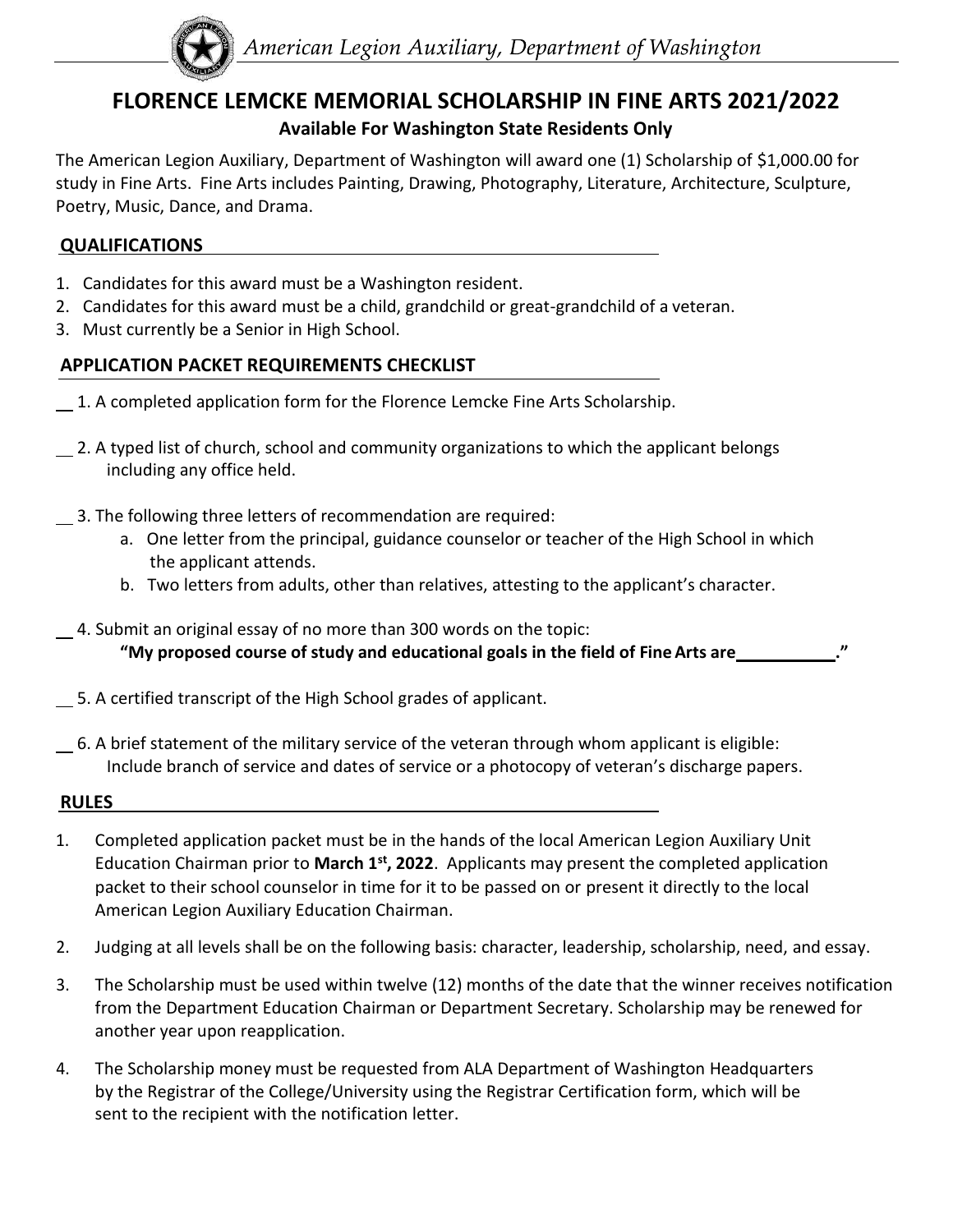*American Legion Auxiliary, Department of Washington*

# FLORENCE LEMCKE MEMORIAL SCHOLARSHIP IN FINE ARTS 2021/2022

**Available For Washington State Residents Only**

The American Legion Auxiliary, Department of Washington will award one (1) Scholarship of $1,000.00 for study in Fine Arts. Fine Arts includes Painting, Drawing, Photography, Literature, Architecture, Sculpture, Poetry, Music, Dance, and Drama.

## QUALIFICATIONS

1. Candidates for this award must be a Washington resident.
2. Candidates for this award must be a child, grandchild or great-grandchild of a veteran.
3. Must currently be a Senior in High School.

## APPLICATION PACKET REQUIREMENTS CHECKLIST

__ 1. A completed application form for the Florence Lemcke Fine Arts Scholarship.

__ 2. A typed list of church, school and community organizations to which the applicant belongs including any office held.

__ 3. The following three letters of recommendation are required:

a. One letter from the principal, guidance counselor or teacher of the High School in which the applicant attends.
b. Two letters from adults, other than relatives, attesting to the applicant's character.

__ 4. Submit an original essay of no more than 300 words on the topic:

**"My proposed course of study and educational goals in the field of Fine Arts are___________."**

__ 5. A certified transcript of the High School grades of applicant.

__ 6. A brief statement of the military service of the veteran through whom applicant is eligible: Include branch of service and dates of service or a photocopy of veteran's discharge papers.

## RULES

1. Completed application packet must be in the hands of the local American Legion Auxiliary Unit Education Chairman prior to **March 1st, 2022**. Applicants may present the completed application packet to their school counselor in time for it to be passed on or present it directly to the local American Legion Auxiliary Education Chairman.
2. Judging at all levels shall be on the following basis: character, leadership, scholarship, need, and essay.
3. The Scholarship must be used within twelve (12) months of the date that the winner receives notification from the Department Education Chairman or Department Secretary. Scholarship may be renewed for another year upon reapplication.
4. The Scholarship money must be requested from ALA Department of Washington Headquarters by the Registrar of the College/University using the Registrar Certification form, which will be sent to the recipient with the notification letter.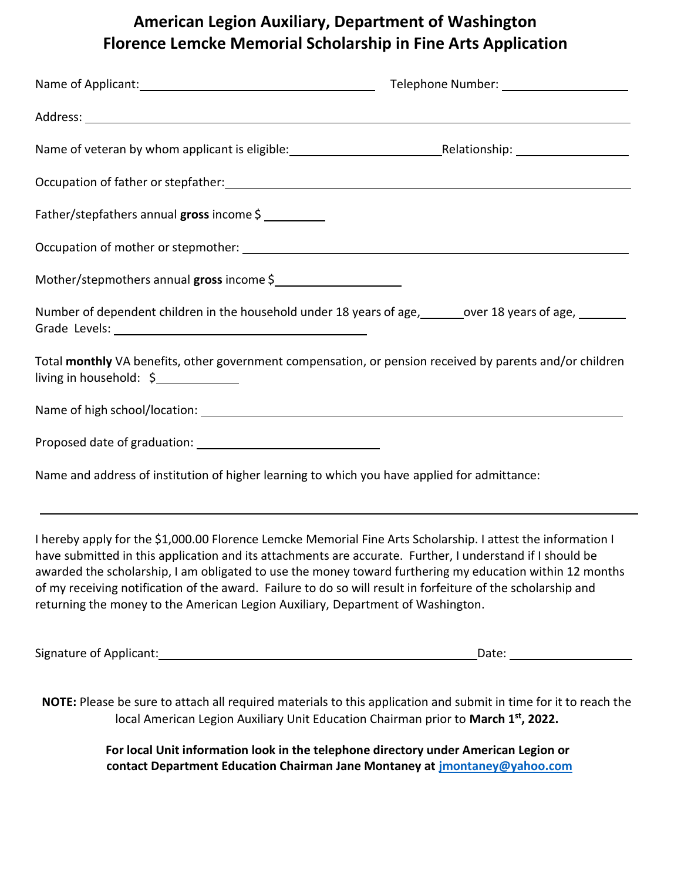# American Legion Auxiliary, Department of Washington
# Florence Lemcke Memorial Scholarship in Fine Arts Application

Name of Applicant: ______________________________ Telephone Number: ________________

Address: ______________________________________________________________

Name of veteran by whom applicant is eligible: ____________________ Relationship: ______________

Occupation of father or stepfather: ______________________________________________

Father/stepfathers annual **gross** income $ ________

Occupation of mother or stepmother: ______________________________________________

Mother/stepmothers annual **gross** income $ ________________

Number of dependent children in the household under 18 years of age, ______ over 18 years of age, ______
Grade Levels: ________________________________

Total **monthly** VA benefits, other government compensation, or pension received by parents and/or children living in household: $ __________

Name of high school/location: ______________________________________________

Proposed date of graduation: ________________________

Name and address of institution of higher learning to which you have applied for admittance:

______________________________________________________________

I hereby apply for the $1,000.00 Florence Lemcke Memorial Fine Arts Scholarship. I attest the information I have submitted in this application and its attachments are accurate. Further, I understand if I should be awarded the scholarship, I am obligated to use the money toward furthering my education within 12 months of my receiving notification of the award. Failure to do so will result in forfeiture of the scholarship and returning the money to the American Legion Auxiliary, Department of Washington.

Signature of Applicant: ________________________________________ Date: ________________

**NOTE:** Please be sure to attach all required materials to this application and submit in time for it to reach the local American Legion Auxiliary Unit Education Chairman prior to **March 1st, 2022.**

**For local Unit information look in the telephone directory under American Legion or contact Department Education Chairman Jane Montaney at jmontaney@yahoo.com**